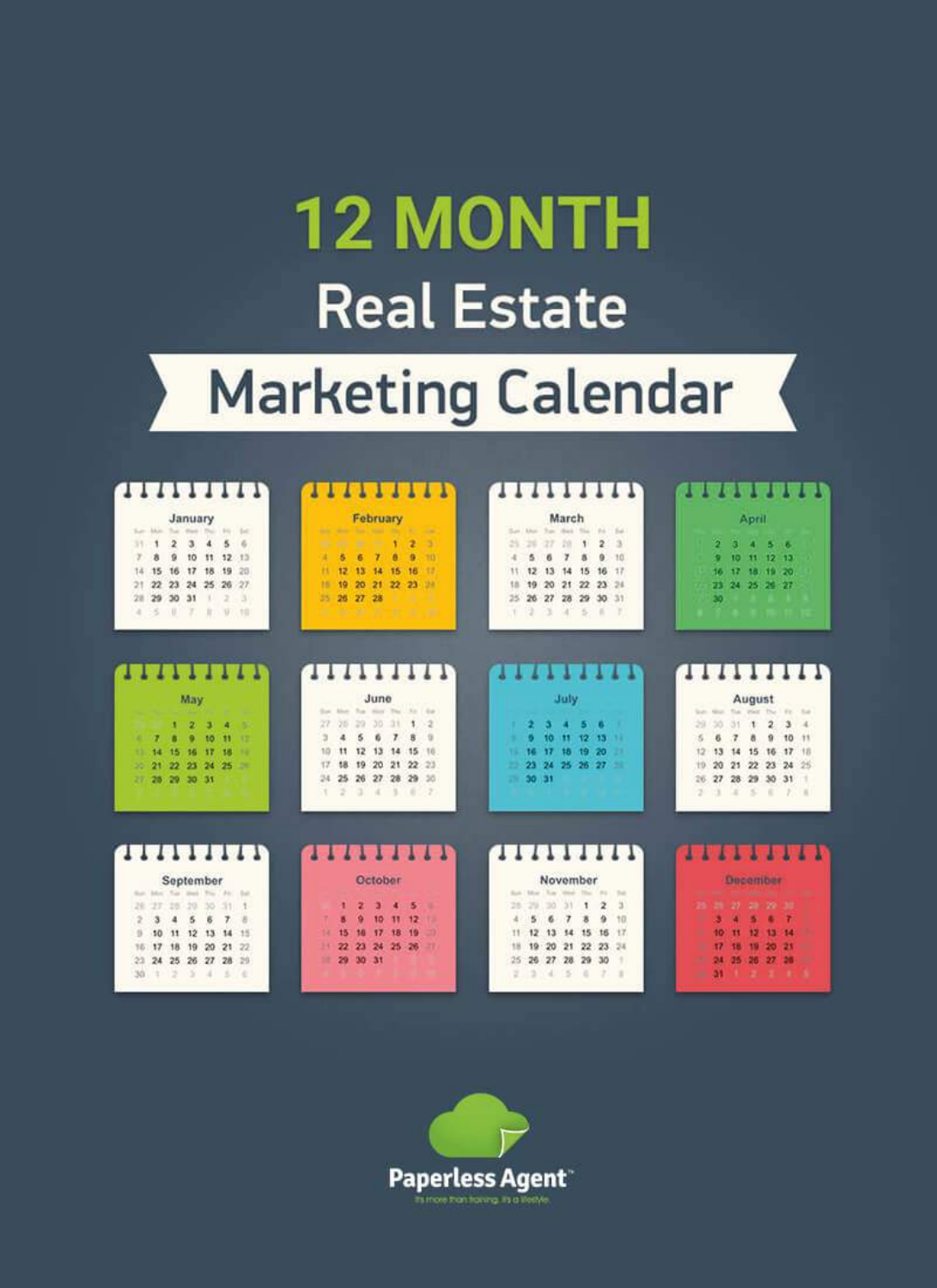# 12 MONTH Real Estate Marketing Calendar

Paperless Agent™

It's more than training. It's a lifestyle.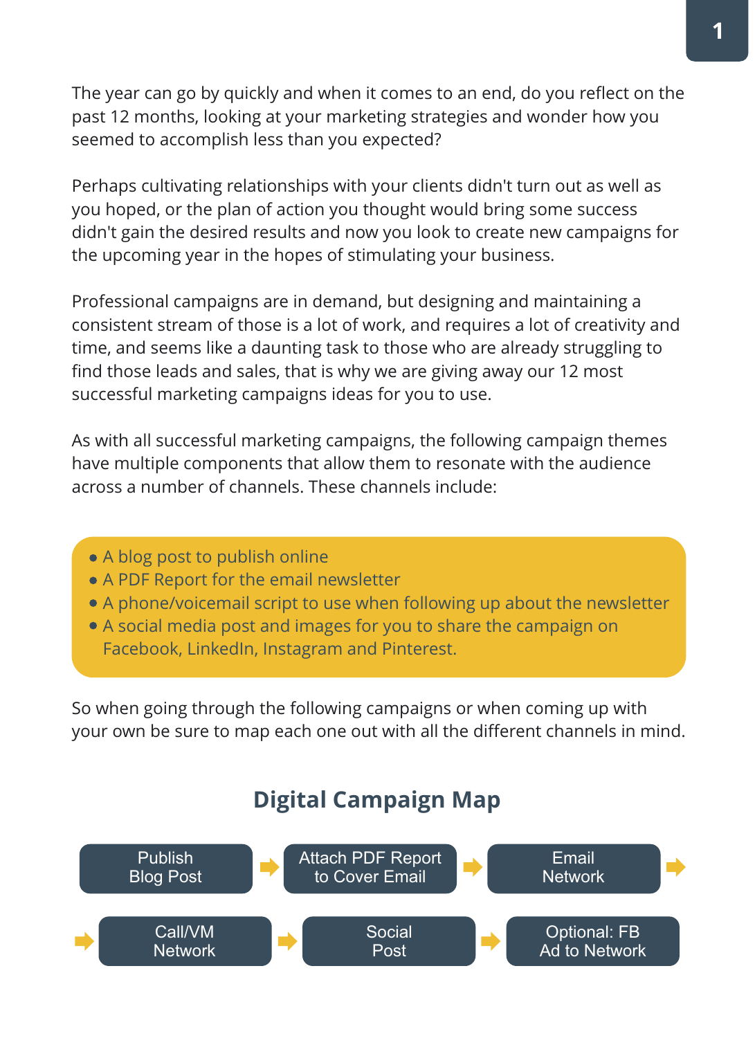The year can go by quickly and when it comes to an end, do you reflect on the past 12 months, looking at your marketing strategies and wonder how you seemed to accomplish less than you expected?

Perhaps cultivating relationships with your clients didn't turn out as well as you hoped, or the plan of action you thought would bring some success didn't gain the desired results and now you look to create new campaigns for the upcoming year in the hopes of stimulating your business.

Professional campaigns are in demand, but designing and maintaining a consistent stream of those is a lot of work, and requires a lot of creativity and time, and seems like a daunting task to those who are already struggling to find those leads and sales, that is why we are giving away our 12 most successful marketing campaigns ideas for you to use.

As with all successful marketing campaigns, the following campaign themes have multiple components that allow them to resonate with the audience across a number of channels. These channels include:

- A blog post to publish online
- A PDF Report for the email newsletter
- A phone/voicemail script to use when following up about the newsletter
- A social media post and images for you to share the campaign on Facebook, LinkedIn, Instagram and Pinterest.

So when going through the following campaigns or when coming up with your own be sure to map each one out with all the different channels in mind.

## Digital Campaign Map

Publish Blog Post → Attach PDF Report to Cover Email → Email Network → Call/VM Network → Social Post → Optional: FB Ad to Network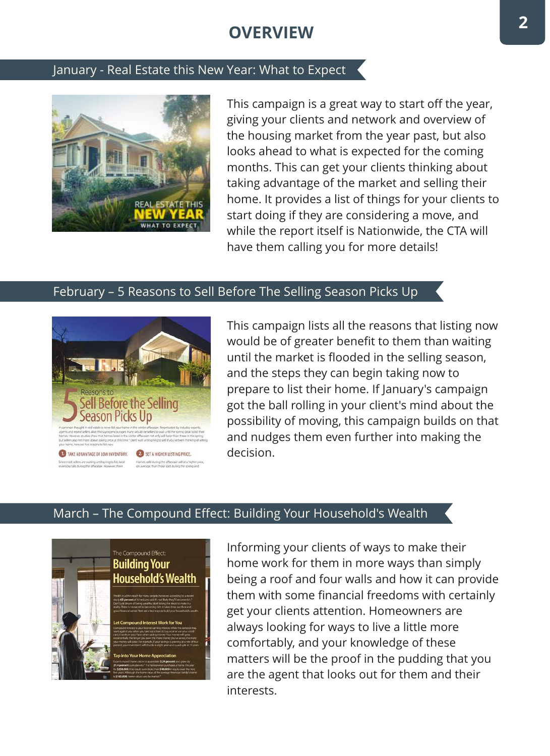# OVERVIEW

## January - Real Estate this New Year: What to Expect

This campaign is a great way to start off the year, giving your clients and network and overview of the housing market from the year past, but also looks ahead to what is expected for the coming months. This can get your clients thinking about taking advantage of the market and selling their home. It provides a list of things for your clients to start doing if they are considering a move, and while the report itself is Nationwide, the CTA will have them calling you for more details!

## February – 5 Reasons to Sell Before The Selling Season Picks Up

This campaign lists all the reasons that listing now would be of greater benefit to them than waiting until the market is flooded in the selling season, and the steps they can begin taking now to prepare to list their home. If January's campaign got the ball rolling in your client's mind about the possibility of moving, this campaign builds on that and nudges them even further into making the decision.

## March – The Compound Effect: Building Your Household's Wealth

Informing your clients of ways to make their home work for them in more ways than simply being a roof and four walls and how it can provide them with some financial freedoms with certainly get your clients attention. Homeowners are always looking for ways to live a little more comfortably, and your knowledge of these matters will be the proof in the pudding that you are the agent that looks out for them and their interests.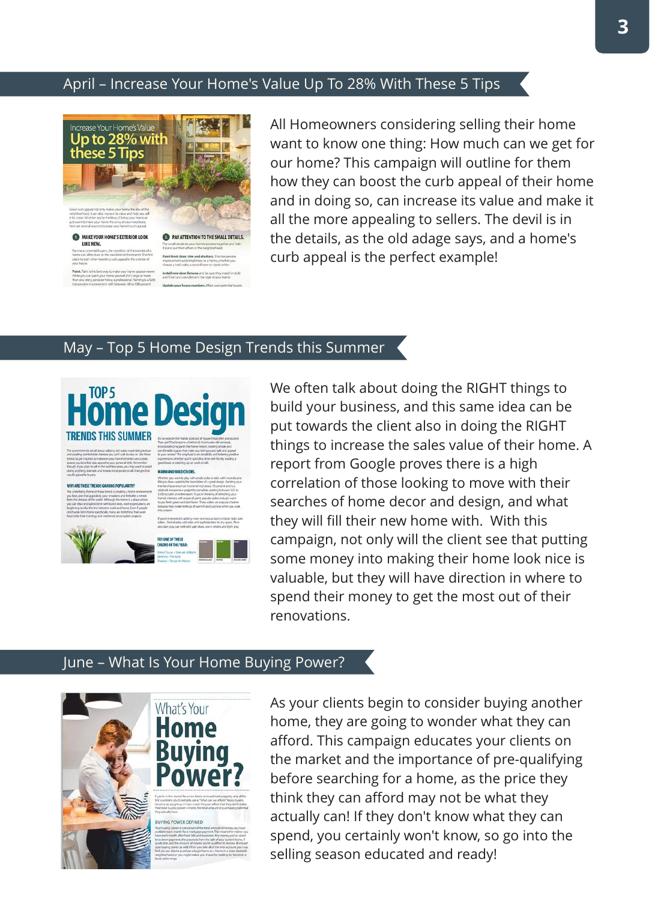## April – Increase Your Home's Value Up To 28% With These 5 Tips

All Homeowners considering selling their home want to know one thing: How much can we get for our home? This campaign will outline for them how they can boost the curb appeal of their home and in doing so, can increase its value and make it all the more appealing to sellers. The devil is in the details, as the old adage says, and a home's curb appeal is the perfect example!

## May – Top 5 Home Design Trends this Summer

We often talk about doing the RIGHT things to build your business, and this same idea can be put towards the client also in doing the RIGHT things to increase the sales value of their home. A report from Google proves there is a high correlation of those looking to move with their searches of home decor and design, and what they will fill their new home with. With this campaign, not only will the client see that putting some money into making their home look nice is valuable, but they will have direction in where to spend their money to get the most out of their renovations.

## June – What Is Your Home Buying Power?

As your clients begin to consider buying another home, they are going to wonder what they can afford. This campaign educates your clients on the market and the importance of pre-qualifying before searching for a home, as the price they think they can afford may not be what they actually can! If they don't know what they can spend, you certainly won't know, so go into the selling season educated and ready!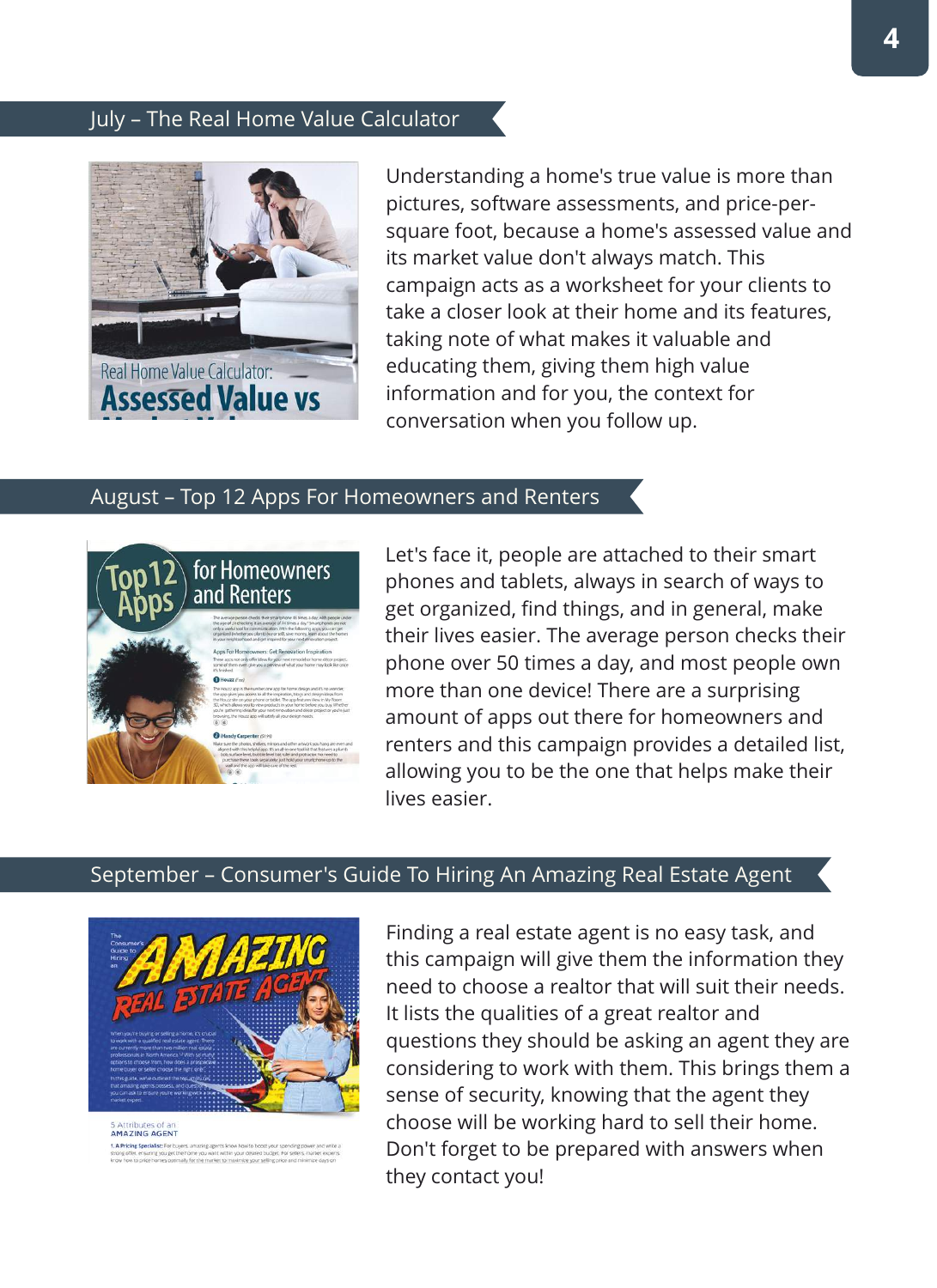## July – The Real Home Value Calculator

Understanding a home's true value is more than pictures, software assessments, and price-per-square foot, because a home's assessed value and its market value don't always match. This campaign acts as a worksheet for your clients to take a closer look at their home and its features, taking note of what makes it valuable and educating them, giving them high value information and for you, the context for conversation when you follow up.

## August – Top 12 Apps For Homeowners and Renters

Let's face it, people are attached to their smart phones and tablets, always in search of ways to get organized, find things, and in general, make their lives easier. The average person checks their phone over 50 times a day, and most people own more than one device! There are a surprising amount of apps out there for homeowners and renters and this campaign provides a detailed list, allowing you to be the one that helps make their lives easier.

## September – Consumer's Guide To Hiring An Amazing Real Estate Agent

Finding a real estate agent is no easy task, and this campaign will give them the information they need to choose a realtor that will suit their needs. It lists the qualities of a great realtor and questions they should be asking an agent they are considering to work with them. This brings them a sense of security, knowing that the agent they choose will be working hard to sell their home. Don't forget to be prepared with answers when they contact you!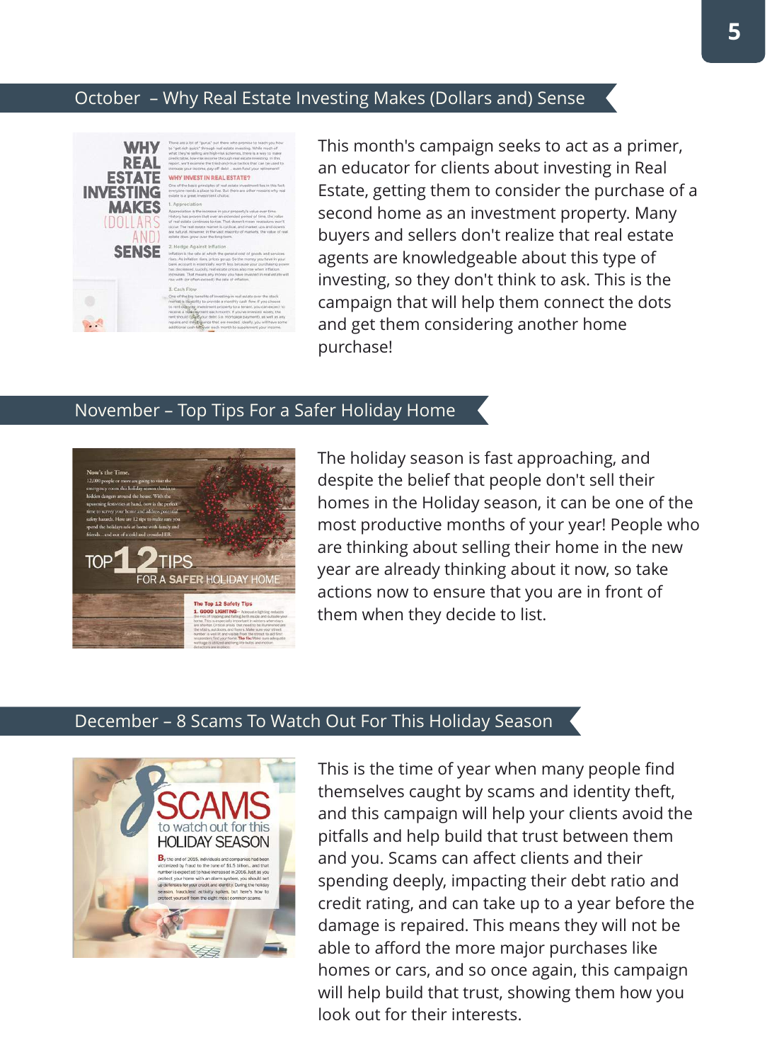## October – Why Real Estate Investing Makes (Dollars and) Sense

This month's campaign seeks to act as a primer, an educator for clients about investing in Real Estate, getting them to consider the purchase of a second home as an investment property. Many buyers and sellers don't realize that real estate agents are knowledgeable about this type of investing, so they don't think to ask. This is the campaign that will help them connect the dots and get them considering another home purchase!

## November – Top Tips For a Safer Holiday Home

The holiday season is fast approaching, and despite the belief that people don't sell their homes in the Holiday season, it can be one of the most productive months of your year! People who are thinking about selling their home in the new year are already thinking about it now, so take actions now to ensure that you are in front of them when they decide to list.

## December – 8 Scams To Watch Out For This Holiday Season

This is the time of year when many people find themselves caught by scams and identity theft, and this campaign will help your clients avoid the pitfalls and help build that trust between them and you. Scams can affect clients and their spending deeply, impacting their debt ratio and credit rating, and can take up to a year before the damage is repaired. This means they will not be able to afford the more major purchases like homes or cars, and so once again, this campaign will help build that trust, showing them how you look out for their interests.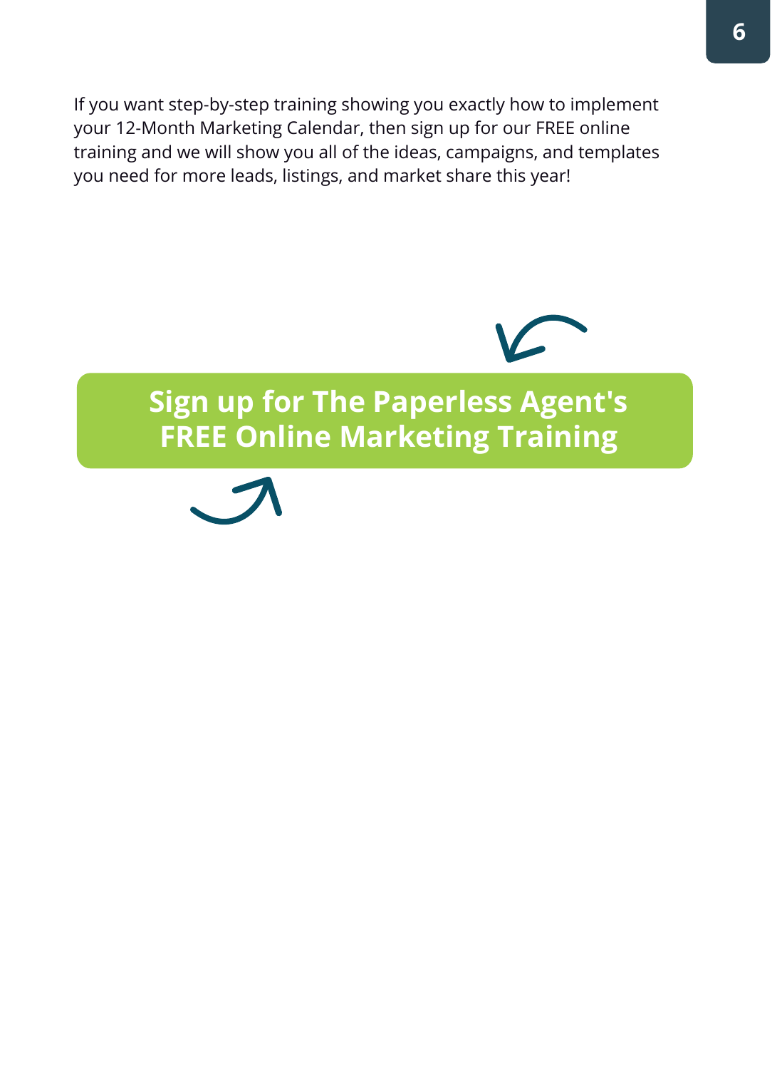If you want step-by-step training showing you exactly how to implement your 12-Month Marketing Calendar, then sign up for our FREE online training and we will show you all of the ideas, campaigns, and templates you need for more leads, listings, and market share this year!

**Sign up for The Paperless Agent's FREE Online Marketing Training**